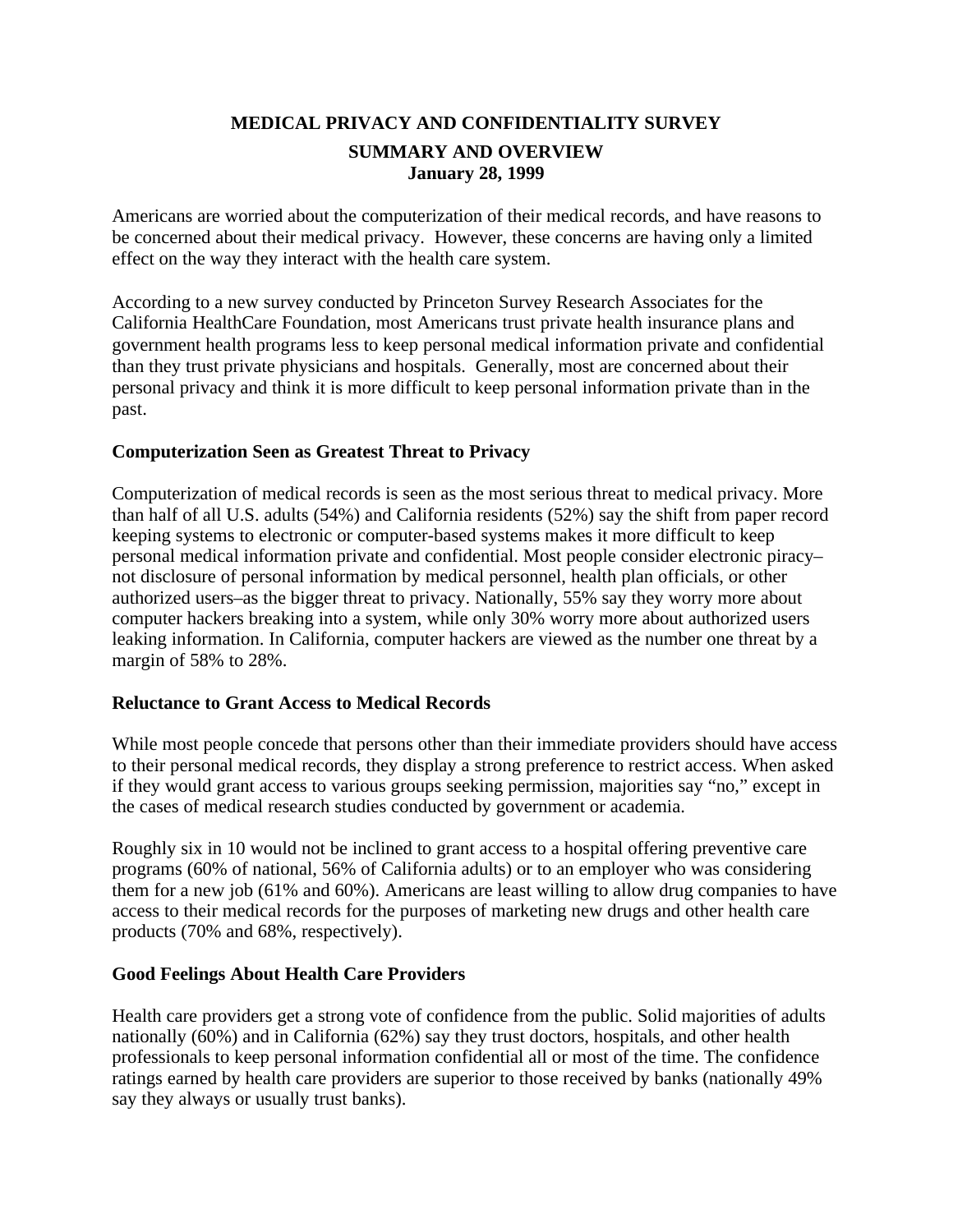# MEDICAL PRIVACY AND CONFIDENTIALITY SURVEY

## SUMMARY AND OVERVIEW
**January 28, 1999**

Americans are worried about the computerization of their medical records, and have reasons to be concerned about their medical privacy. However, these concerns are having only a limited effect on the way they interact with the health care system.

According to a new survey conducted by Princeton Survey Research Associates for the California HealthCare Foundation, most Americans trust private health insurance plans and government health programs less to keep personal medical information private and confidential than they trust private physicians and hospitals. Generally, most are concerned about their personal privacy and think it is more difficult to keep personal information private than in the past.

### Computerization Seen as Greatest Threat to Privacy

Computerization of medical records is seen as the most serious threat to medical privacy. More than half of all U.S. adults (54%) and California residents (52%) say the shift from paper record keeping systems to electronic or computer-based systems makes it more difficult to keep personal medical information private and confidential. Most people consider electronic piracy– not disclosure of personal information by medical personnel, health plan officials, or other authorized users–as the bigger threat to privacy. Nationally, 55% say they worry more about computer hackers breaking into a system, while only 30% worry more about authorized users leaking information. In California, computer hackers are viewed as the number one threat by a margin of 58% to 28%.

### Reluctance to Grant Access to Medical Records

While most people concede that persons other than their immediate providers should have access to their personal medical records, they display a strong preference to restrict access. When asked if they would grant access to various groups seeking permission, majorities say "no," except in the cases of medical research studies conducted by government or academia.

Roughly six in 10 would not be inclined to grant access to a hospital offering preventive care programs (60% of national, 56% of California adults) or to an employer who was considering them for a new job (61% and 60%). Americans are least willing to allow drug companies to have access to their medical records for the purposes of marketing new drugs and other health care products (70% and 68%, respectively).

### Good Feelings About Health Care Providers

Health care providers get a strong vote of confidence from the public. Solid majorities of adults nationally (60%) and in California (62%) say they trust doctors, hospitals, and other health professionals to keep personal information confidential all or most of the time. The confidence ratings earned by health care providers are superior to those received by banks (nationally 49% say they always or usually trust banks).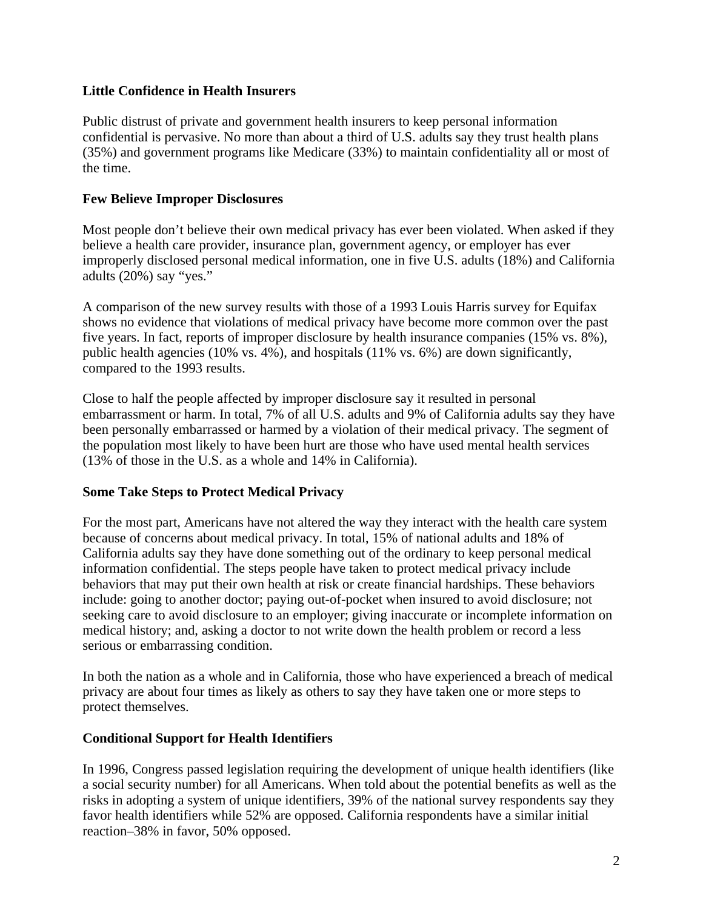**Little Confidence in Health Insurers**

Public distrust of private and government health insurers to keep personal information confidential is pervasive. No more than about a third of U.S. adults say they trust health plans (35%) and government programs like Medicare (33%) to maintain confidentiality all or most of the time.

**Few Believe Improper Disclosures**

Most people don't believe their own medical privacy has ever been violated. When asked if they believe a health care provider, insurance plan, government agency, or employer has ever improperly disclosed personal medical information, one in five U.S. adults (18%) and California adults (20%) say "yes."

A comparison of the new survey results with those of a 1993 Louis Harris survey for Equifax shows no evidence that violations of medical privacy have become more common over the past five years. In fact, reports of improper disclosure by health insurance companies (15% vs. 8%), public health agencies (10% vs. 4%), and hospitals (11% vs. 6%) are down significantly, compared to the 1993 results.

Close to half the people affected by improper disclosure say it resulted in personal embarrassment or harm. In total, 7% of all U.S. adults and 9% of California adults say they have been personally embarrassed or harmed by a violation of their medical privacy. The segment of the population most likely to have been hurt are those who have used mental health services (13% of those in the U.S. as a whole and 14% in California).

**Some Take Steps to Protect Medical Privacy**

For the most part, Americans have not altered the way they interact with the health care system because of concerns about medical privacy. In total, 15% of national adults and 18% of California adults say they have done something out of the ordinary to keep personal medical information confidential. The steps people have taken to protect medical privacy include behaviors that may put their own health at risk or create financial hardships. These behaviors include: going to another doctor; paying out-of-pocket when insured to avoid disclosure; not seeking care to avoid disclosure to an employer; giving inaccurate or incomplete information on medical history; and, asking a doctor to not write down the health problem or record a less serious or embarrassing condition.

In both the nation as a whole and in California, those who have experienced a breach of medical privacy are about four times as likely as others to say they have taken one or more steps to protect themselves.

**Conditional Support for Health Identifiers**

In 1996, Congress passed legislation requiring the development of unique health identifiers (like a social security number) for all Americans. When told about the potential benefits as well as the risks in adopting a system of unique identifiers, 39% of the national survey respondents say they favor health identifiers while 52% are opposed. California respondents have a similar initial reaction–38% in favor, 50% opposed.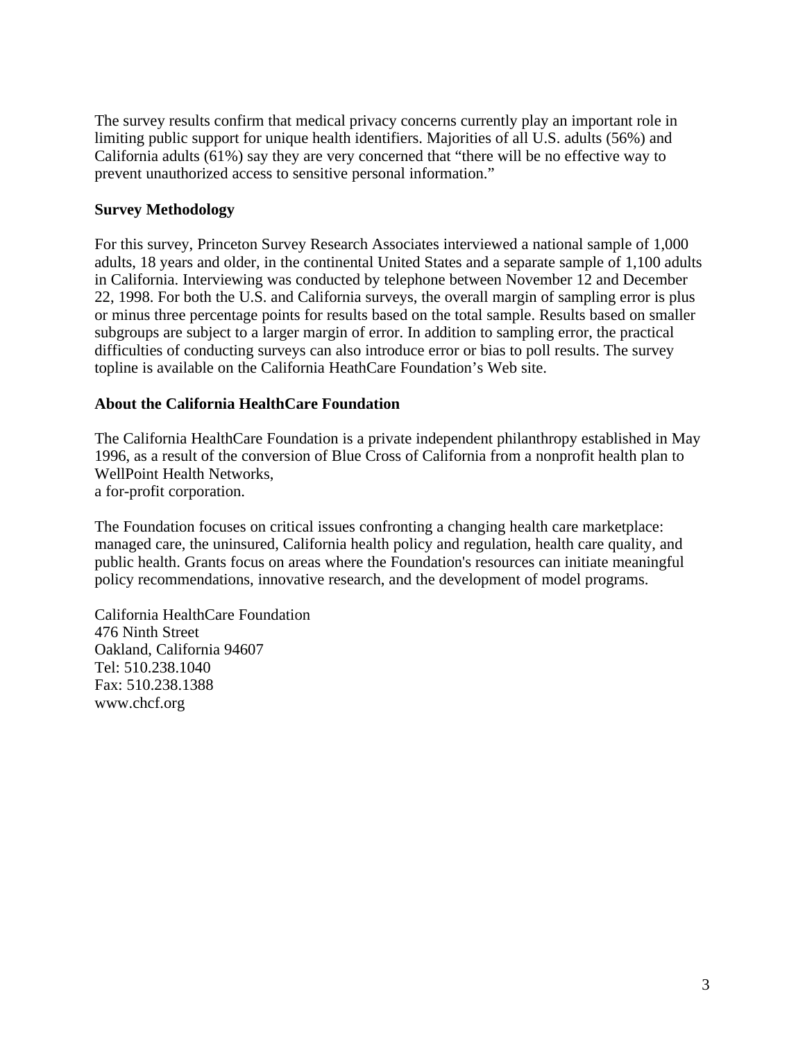The survey results confirm that medical privacy concerns currently play an important role in limiting public support for unique health identifiers. Majorities of all U.S. adults (56%) and California adults (61%) say they are very concerned that "there will be no effective way to prevent unauthorized access to sensitive personal information."

**Survey Methodology**

For this survey, Princeton Survey Research Associates interviewed a national sample of 1,000 adults, 18 years and older, in the continental United States and a separate sample of 1,100 adults in California. Interviewing was conducted by telephone between November 12 and December 22, 1998. For both the U.S. and California surveys, the overall margin of sampling error is plus or minus three percentage points for results based on the total sample. Results based on smaller subgroups are subject to a larger margin of error. In addition to sampling error, the practical difficulties of conducting surveys can also introduce error or bias to poll results. The survey topline is available on the California HeathCare Foundation's Web site.

**About the California HealthCare Foundation**

The California HealthCare Foundation is a private independent philanthropy established in May 1996, as a result of the conversion of Blue Cross of California from a nonprofit health plan to WellPoint Health Networks,
a for-profit corporation.

The Foundation focuses on critical issues confronting a changing health care marketplace: managed care, the uninsured, California health policy and regulation, health care quality, and public health. Grants focus on areas where the Foundation's resources can initiate meaningful policy recommendations, innovative research, and the development of model programs.

California HealthCare Foundation
476 Ninth Street
Oakland, California 94607
Tel: 510.238.1040
Fax: 510.238.1388
www.chcf.org